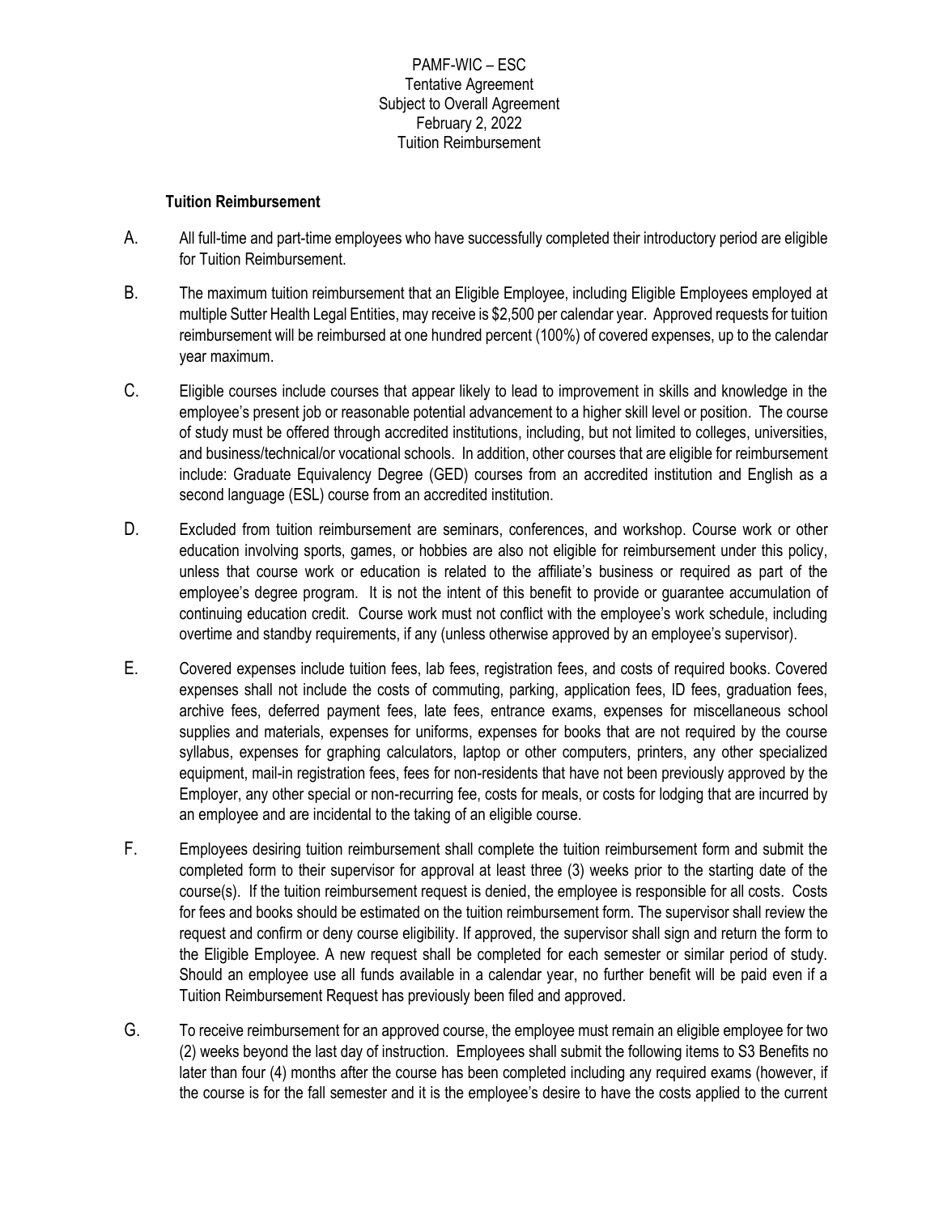PAMF-WIC – ESC
Tentative Agreement
Subject to Overall Agreement
February 2, 2022
Tuition Reimbursement

**Tuition Reimbursement**

A. All full-time and part-time employees who have successfully completed their introductory period are eligible for Tuition Reimbursement.

B. The maximum tuition reimbursement that an Eligible Employee, including Eligible Employees employed at multiple Sutter Health Legal Entities, may receive is $2,500 per calendar year. Approved requests for tuition reimbursement will be reimbursed at one hundred percent (100%) of covered expenses, up to the calendar year maximum.

C. Eligible courses include courses that appear likely to lead to improvement in skills and knowledge in the employee's present job or reasonable potential advancement to a higher skill level or position. The course of study must be offered through accredited institutions, including, but not limited to colleges, universities, and business/technical/or vocational schools. In addition, other courses that are eligible for reimbursement include: Graduate Equivalency Degree (GED) courses from an accredited institution and English as a second language (ESL) course from an accredited institution.

D. Excluded from tuition reimbursement are seminars, conferences, and workshop. Course work or other education involving sports, games, or hobbies are also not eligible for reimbursement under this policy, unless that course work or education is related to the affiliate's business or required as part of the employee's degree program. It is not the intent of this benefit to provide or guarantee accumulation of continuing education credit. Course work must not conflict with the employee's work schedule, including overtime and standby requirements, if any (unless otherwise approved by an employee's supervisor).

E. Covered expenses include tuition fees, lab fees, registration fees, and costs of required books. Covered expenses shall not include the costs of commuting, parking, application fees, ID fees, graduation fees, archive fees, deferred payment fees, late fees, entrance exams, expenses for miscellaneous school supplies and materials, expenses for uniforms, expenses for books that are not required by the course syllabus, expenses for graphing calculators, laptop or other computers, printers, any other specialized equipment, mail-in registration fees, fees for non-residents that have not been previously approved by the Employer, any other special or non-recurring fee, costs for meals, or costs for lodging that are incurred by an employee and are incidental to the taking of an eligible course.

F. Employees desiring tuition reimbursement shall complete the tuition reimbursement form and submit the completed form to their supervisor for approval at least three (3) weeks prior to the starting date of the course(s). If the tuition reimbursement request is denied, the employee is responsible for all costs. Costs for fees and books should be estimated on the tuition reimbursement form. The supervisor shall review the request and confirm or deny course eligibility. If approved, the supervisor shall sign and return the form to the Eligible Employee. A new request shall be completed for each semester or similar period of study. Should an employee use all funds available in a calendar year, no further benefit will be paid even if a Tuition Reimbursement Request has previously been filed and approved.

G. To receive reimbursement for an approved course, the employee must remain an eligible employee for two (2) weeks beyond the last day of instruction. Employees shall submit the following items to S3 Benefits no later than four (4) months after the course has been completed including any required exams (however, if the course is for the fall semester and it is the employee's desire to have the costs applied to the current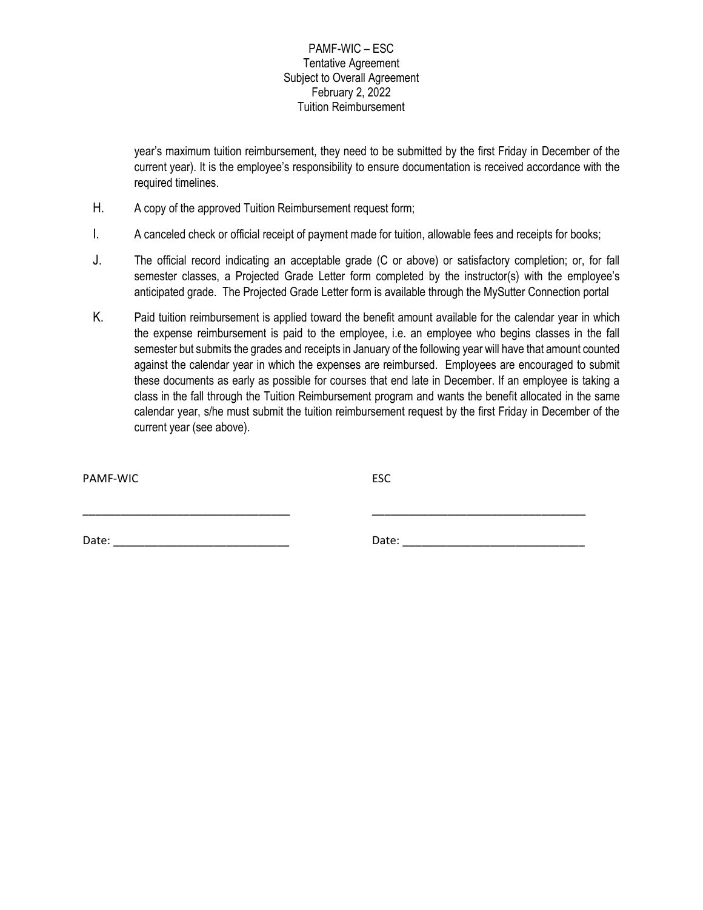year's maximum tuition reimbursement, they need to be submitted by the first Friday in December of the current year). It is the employee's responsibility to ensure documentation is received accordance with the required timelines.

H. A copy of the approved Tuition Reimbursement request form;

I. A canceled check or official receipt of payment made for tuition, allowable fees and receipts for books;

J. The official record indicating an acceptable grade (C or above) or satisfactory completion; or, for fall semester classes, a Projected Grade Letter form completed by the instructor(s) with the employee's anticipated grade. The Projected Grade Letter form is available through the MySutter Connection portal

K. Paid tuition reimbursement is applied toward the benefit amount available for the calendar year in which the expense reimbursement is paid to the employee, i.e. an employee who begins classes in the fall semester but submits the grades and receipts in January of the following year will have that amount counted against the calendar year in which the expenses are reimbursed. Employees are encouraged to submit these documents as early as possible for courses that end late in December. If an employee is taking a class in the fall through the Tuition Reimbursement program and wants the benefit allocated in the same calendar year, s/he must submit the tuition reimbursement request by the first Friday in December of the current year (see above).

PAMF-WIC

\_\_\_\_\_\_\_\_\_\_\_\_\_\_\_\_\_\_\_\_\_\_\_\_\_\_\_\_\_\_\_\_\_\_

Date: \_\_\_\_\_\_\_\_\_\_\_\_\_\_\_\_\_\_\_\_\_\_\_\_\_\_\_\_\_

ESC

\_\_\_\_\_\_\_\_\_\_\_\_\_\_\_\_\_\_\_\_\_\_\_\_\_\_\_\_\_\_\_\_\_\_\_\_

Date: \_\_\_\_\_\_\_\_\_\_\_\_\_\_\_\_\_\_\_\_\_\_\_\_\_\_\_\_\_\_